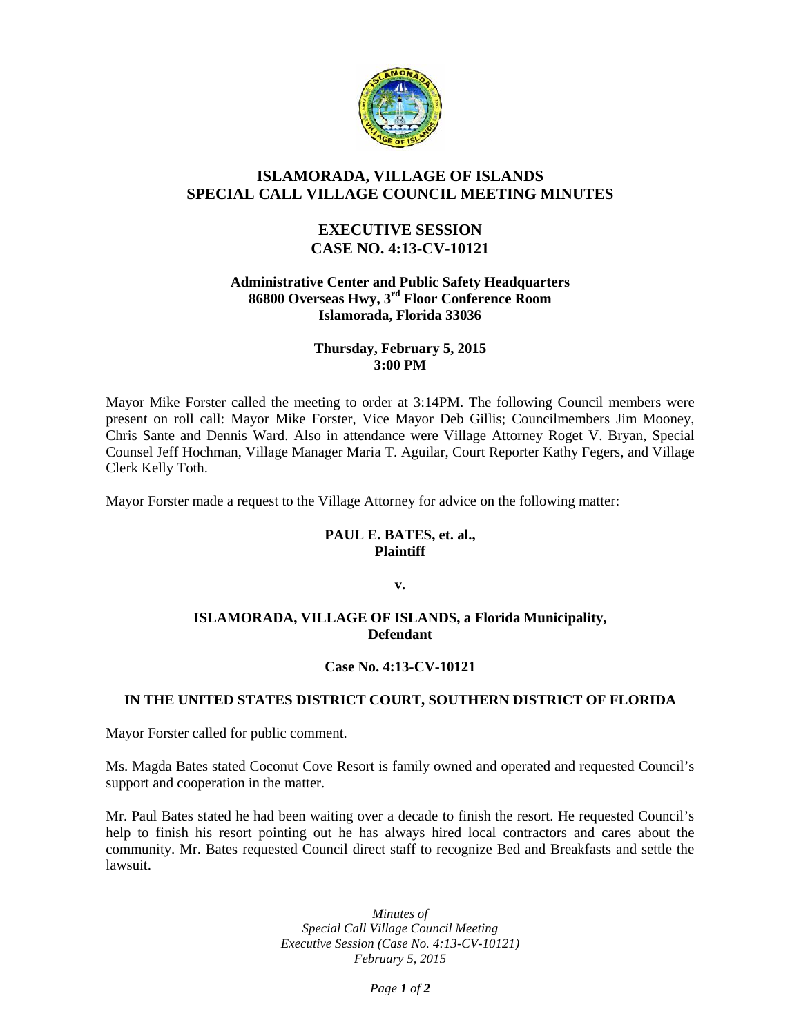# ISLAMORADA, VILLAGE OF ISLANDS
# SPECIAL CALL VILLAGE COUNCIL MEETING MINUTES

## EXECUTIVE SESSION
## CASE NO. 4:13-CV-10121

**Administrative Center and Public Safety Headquarters**
**86800 Overseas Hwy, 3rd Floor Conference Room**
**Islamorada, Florida 33036**

**Thursday, February 5, 2015**
**3:00 PM**

Mayor Mike Forster called the meeting to order at 3:14PM. The following Council members were present on roll call: Mayor Mike Forster, Vice Mayor Deb Gillis; Councilmembers Jim Mooney, Chris Sante and Dennis Ward. Also in attendance were Village Attorney Roget V. Bryan, Special Counsel Jeff Hochman, Village Manager Maria T. Aguilar, Court Reporter Kathy Fegers, and Village Clerk Kelly Toth.

Mayor Forster made a request to the Village Attorney for advice on the following matter:

**PAUL E. BATES, et. al.,**
**Plaintiff**

**v.**

**ISLAMORADA, VILLAGE OF ISLANDS, a Florida Municipality,**
**Defendant**

**Case No. 4:13-CV-10121**

**IN THE UNITED STATES DISTRICT COURT, SOUTHERN DISTRICT OF FLORIDA**

Mayor Forster called for public comment.

Ms. Magda Bates stated Coconut Cove Resort is family owned and operated and requested Council's support and cooperation in the matter.

Mr. Paul Bates stated he had been waiting over a decade to finish the resort. He requested Council's help to finish his resort pointing out he has always hired local contractors and cares about the community. Mr. Bates requested Council direct staff to recognize Bed and Breakfasts and settle the lawsuit.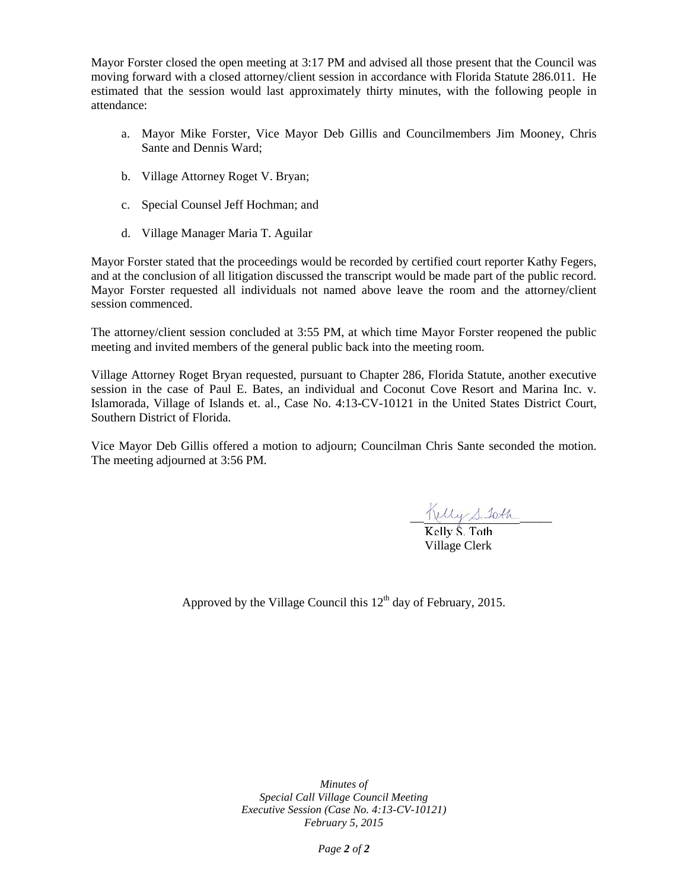Mayor Forster closed the open meeting at 3:17 PM and advised all those present that the Council was moving forward with a closed attorney/client session in accordance with Florida Statute 286.011. He estimated that the session would last approximately thirty minutes, with the following people in attendance:

a. Mayor Mike Forster, Vice Mayor Deb Gillis and Councilmembers Jim Mooney, Chris Sante and Dennis Ward;

b. Village Attorney Roget V. Bryan;

c. Special Counsel Jeff Hochman; and

d. Village Manager Maria T. Aguilar

Mayor Forster stated that the proceedings would be recorded by certified court reporter Kathy Fegers, and at the conclusion of all litigation discussed the transcript would be made part of the public record. Mayor Forster requested all individuals not named above leave the room and the attorney/client session commenced.

The attorney/client session concluded at 3:55 PM, at which time Mayor Forster reopened the public meeting and invited members of the general public back into the meeting room.

Village Attorney Roget Bryan requested, pursuant to Chapter 286, Florida Statute, another executive session in the case of Paul E. Bates, an individual and Coconut Cove Resort and Marina Inc. v. Islamorada, Village of Islands et. al., Case No. 4:13-CV-10121 in the United States District Court, Southern District of Florida.

Vice Mayor Deb Gillis offered a motion to adjourn; Councilman Chris Sante seconded the motion. The meeting adjourned at 3:56 PM.

Kelly S. Toth
Village Clerk

Approved by the Village Council this 12th day of February, 2015.

*Minutes of*
*Special Call Village Council Meeting*
*Executive Session (Case No. 4:13-CV-10121)*
*February 5, 2015*